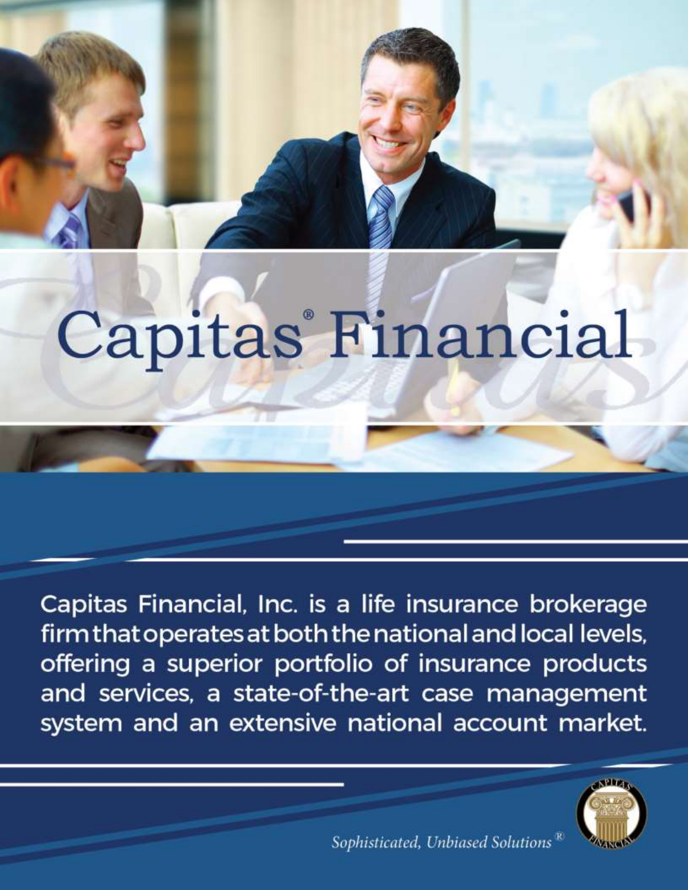# Capitas® Financial

Capitas Financial, Inc. is a life insurance brokerage firm that operates at both the national and local levels, offering a superior portfolio of insurance products and services, a state-of-the-art case management system and an extensive national account market.

*Sophisticated, Unbiased Solutions®*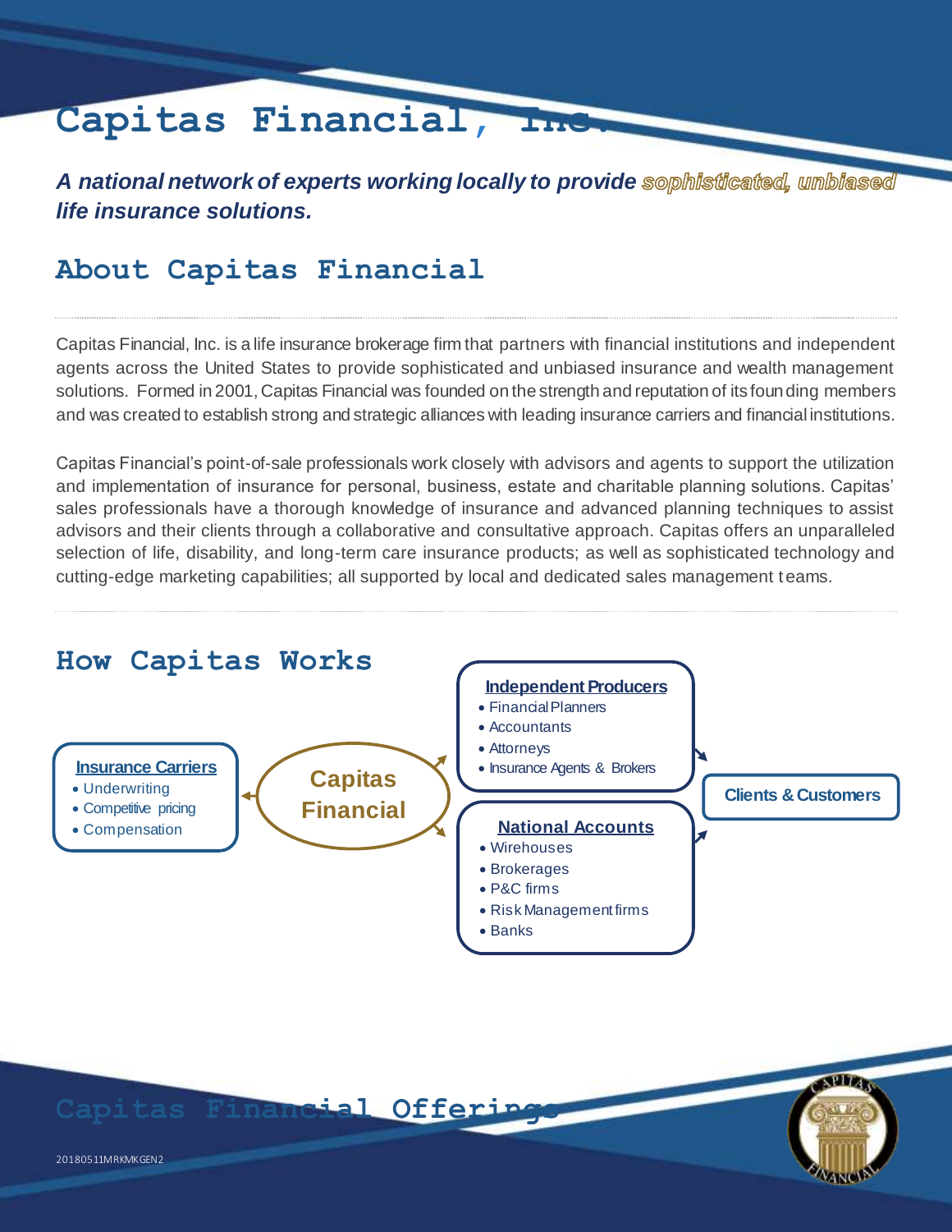# Capitas Financial, Inc.

***A national network of experts working locally to provide sophisticated, unbiased life insurance solutions.***

## About Capitas Financial

Capitas Financial, Inc. is a life insurance brokerage firm that partners with financial institutions and independent agents across the United States to provide sophisticated and unbiased insurance and wealth management solutions. Formed in 2001, Capitas Financial was founded on the strength and reputation of its founding members and was created to establish strong and strategic alliances with leading insurance carriers and financial institutions.

Capitas Financial's point-of-sale professionals work closely with advisors and agents to support the utilization and implementation of insurance for personal, business, estate and charitable planning solutions. Capitas' sales professionals have a thorough knowledge of insurance and advanced planning techniques to assist advisors and their clients through a collaborative and consultative approach. Capitas offers an unparalleled selection of life, disability, and long-term care insurance products; as well as sophisticated technology and cutting-edge marketing capabilities; all supported by local and dedicated sales management teams.

## How Capitas Works

**Insurance Carriers**
- Underwriting
- Competitive pricing
- Compensation

**Capitas Financial**

**Independent Producers**
- Financial Planners
- Accountants
- Attorneys
- Insurance Agents & Brokers

**National Accounts**
- Wirehouses
- Brokerages
- P&C firms
- Risk Management firms
- Banks

**Clients & Customers**

## Capitas Financial Offerings

20180511MRKMKGEN2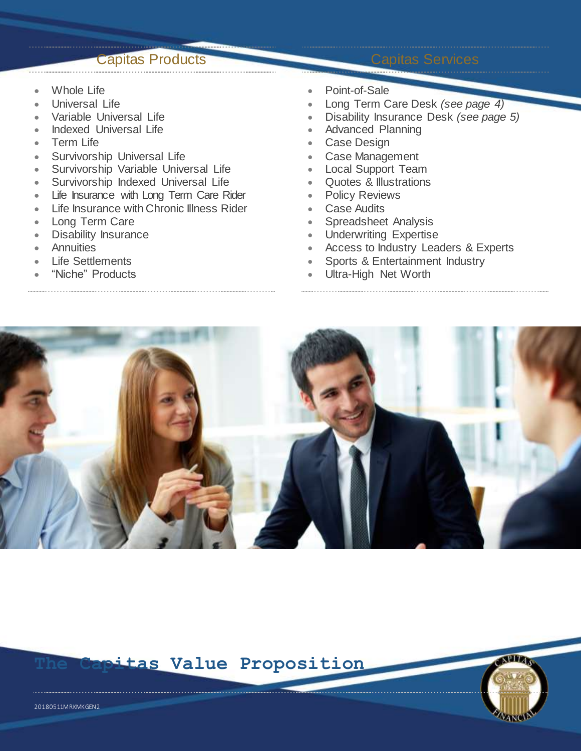## Capitas Products

- Whole Life
- Universal Life
- Variable Universal Life
- Indexed Universal Life
- Term Life
- Survivorship Universal Life
- Survivorship Variable Universal Life
- Survivorship Indexed Universal Life
- Life Insurance with Long Term Care Rider
- Life Insurance with Chronic Illness Rider
- Long Term Care
- Disability Insurance
- Annuities
- Life Settlements
- “Niche” Products

## Capitas Services

- Point-of-Sale
- Long Term Care Desk *(see page 4)*
- Disability Insurance Desk *(see page 5)*
- Advanced Planning
- Case Design
- Case Management
- Local Support Team
- Quotes & Illustrations
- Policy Reviews
- Case Audits
- Spreadsheet Analysis
- Underwriting Expertise
- Access to Industry Leaders & Experts
- Sports & Entertainment Industry
- Ultra-High Net Worth

**The Capitas Value Proposition**

20180511MRKMKGEN2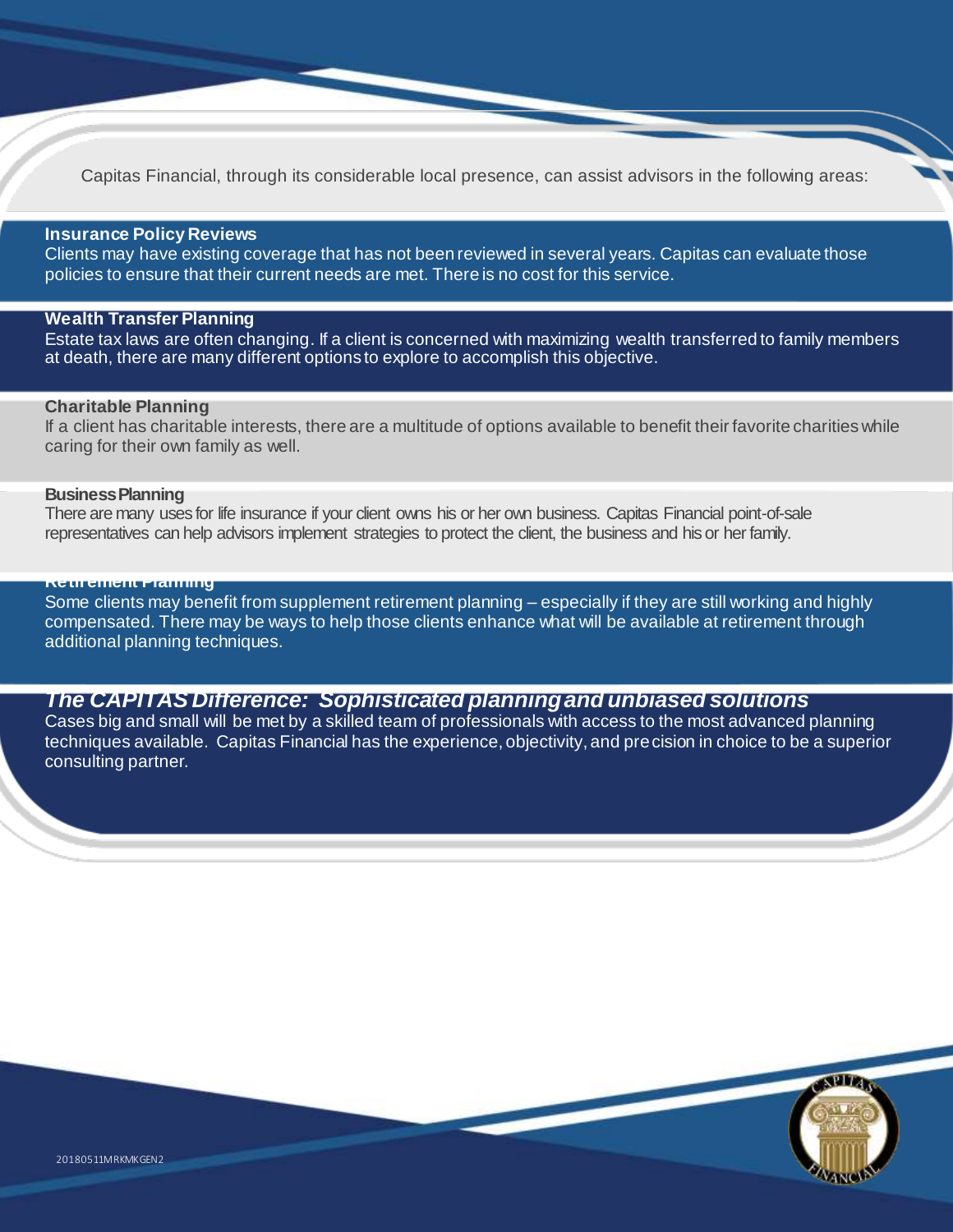Capitas Financial, through its considerable local presence, can assist advisors in the following areas:

### Insurance Policy Reviews

Clients may have existing coverage that has not been reviewed in several years. Capitas can evaluate those policies to ensure that their current needs are met. There is no cost for this service.

### Wealth Transfer Planning

Estate tax laws are often changing. If a client is concerned with maximizing wealth transferred to family members at death, there are many different options to explore to accomplish this objective.

### Charitable Planning

If a client has charitable interests, there are a multitude of options available to benefit their favorite charities while caring for their own family as well.

### Business Planning

There are many uses for life insurance if your client owns his or her own business. Capitas Financial point-of-sale representatives can help advisors implement strategies to protect the client, the business and his or her family.

### Retirement Planning

Some clients may benefit from supplement retirement planning – especially if they are still working and highly compensated. There may be ways to help those clients enhance what will be available at retirement through additional planning techniques.

## *The CAPITAS Difference: Sophisticated planning and unbiased solutions*

Cases big and small will be met by a skilled team of professionals with access to the most advanced planning techniques available. Capitas Financial has the experience, objectivity, and precision in choice to be a superior consulting partner.

20180511MRKMKGEN2